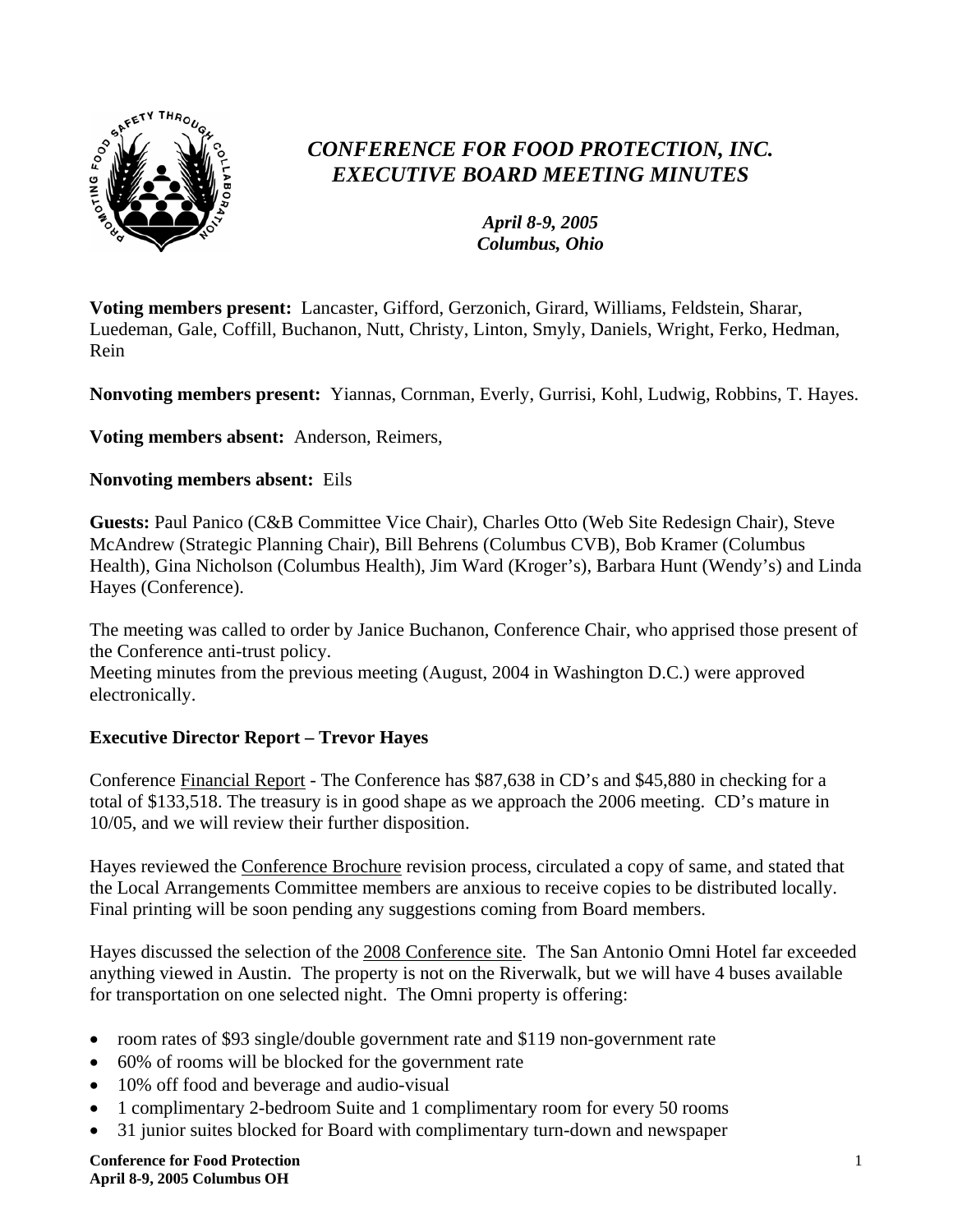# *CONFERENCE FOR FOOD PROTECTION, INC.*
# *EXECUTIVE BOARD MEETING MINUTES*

***April 8-9, 2005***
***Columbus, Ohio***

**Voting members present:** Lancaster, Gifford, Gerzonich, Girard, Williams, Feldstein, Sharar, Luedeman, Gale, Coffill, Buchanon, Nutt, Christy, Linton, Smyly, Daniels, Wright, Ferko, Hedman, Rein

**Nonvoting members present:** Yiannas, Cornman, Everly, Gurrisi, Kohl, Ludwig, Robbins, T. Hayes.

**Voting members absent:** Anderson, Reimers,

**Nonvoting members absent:** Eils

**Guests:** Paul Panico (C&B Committee Vice Chair), Charles Otto (Web Site Redesign Chair), Steve McAndrew (Strategic Planning Chair), Bill Behrens (Columbus CVB), Bob Kramer (Columbus Health), Gina Nicholson (Columbus Health), Jim Ward (Kroger's), Barbara Hunt (Wendy's) and Linda Hayes (Conference).

The meeting was called to order by Janice Buchanon, Conference Chair, who apprised those present of the Conference anti-trust policy.
Meeting minutes from the previous meeting (August, 2004 in Washington D.C.) were approved electronically.

## Executive Director Report – Trevor Hayes

Conference Financial Report - The Conference has $87,638 in CD's and $45,880 in checking for a total of $133,518. The treasury is in good shape as we approach the 2006 meeting. CD's mature in 10/05, and we will review their further disposition.

Hayes reviewed the Conference Brochure revision process, circulated a copy of same, and stated that the Local Arrangements Committee members are anxious to receive copies to be distributed locally. Final printing will be soon pending any suggestions coming from Board members.

Hayes discussed the selection of the 2008 Conference site. The San Antonio Omni Hotel far exceeded anything viewed in Austin. The property is not on the Riverwalk, but we will have 4 buses available for transportation on one selected night. The Omni property is offering:

- room rates of $93 single/double government rate and $119 non-government rate
- 60% of rooms will be blocked for the government rate
- 10% off food and beverage and audio-visual
- 1 complimentary 2-bedroom Suite and 1 complimentary room for every 50 rooms
- 31 junior suites blocked for Board with complimentary turn-down and newspaper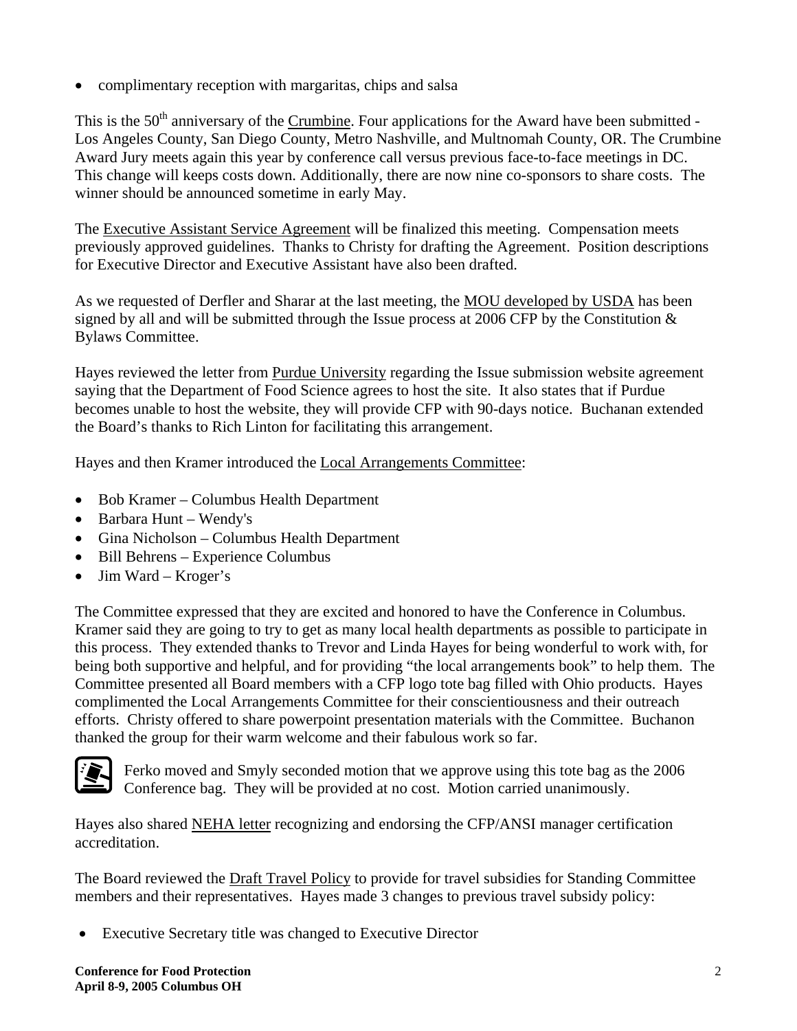- complimentary reception with margaritas, chips and salsa

This is the 50th anniversary of the Crumbine. Four applications for the Award have been submitted - Los Angeles County, San Diego County, Metro Nashville, and Multnomah County, OR. The Crumbine Award Jury meets again this year by conference call versus previous face-to-face meetings in DC. This change will keeps costs down. Additionally, there are now nine co-sponsors to share costs. The winner should be announced sometime in early May.

The Executive Assistant Service Agreement will be finalized this meeting. Compensation meets previously approved guidelines. Thanks to Christy for drafting the Agreement. Position descriptions for Executive Director and Executive Assistant have also been drafted.

As we requested of Derfler and Sharar at the last meeting, the MOU developed by USDA has been signed by all and will be submitted through the Issue process at 2006 CFP by the Constitution & Bylaws Committee.

Hayes reviewed the letter from Purdue University regarding the Issue submission website agreement saying that the Department of Food Science agrees to host the site. It also states that if Purdue becomes unable to host the website, they will provide CFP with 90-days notice. Buchanan extended the Board's thanks to Rich Linton for facilitating this arrangement.

Hayes and then Kramer introduced the Local Arrangements Committee:

- Bob Kramer – Columbus Health Department
- Barbara Hunt – Wendy's
- Gina Nicholson – Columbus Health Department
- Bill Behrens – Experience Columbus
- Jim Ward – Kroger's

The Committee expressed that they are excited and honored to have the Conference in Columbus. Kramer said they are going to try to get as many local health departments as possible to participate in this process. They extended thanks to Trevor and Linda Hayes for being wonderful to work with, for being both supportive and helpful, and for providing "the local arrangements book" to help them. The Committee presented all Board members with a CFP logo tote bag filled with Ohio products. Hayes complimented the Local Arrangements Committee for their conscientiousness and their outreach efforts. Christy offered to share powerpoint presentation materials with the Committee. Buchanon thanked the group for their warm welcome and their fabulous work so far.

Ferko moved and Smyly seconded motion that we approve using this tote bag as the 2006 Conference bag. They will be provided at no cost. Motion carried unanimously.

Hayes also shared NEHA letter recognizing and endorsing the CFP/ANSI manager certification accreditation.

The Board reviewed the Draft Travel Policy to provide for travel subsidies for Standing Committee members and their representatives. Hayes made 3 changes to previous travel subsidy policy:

- Executive Secretary title was changed to Executive Director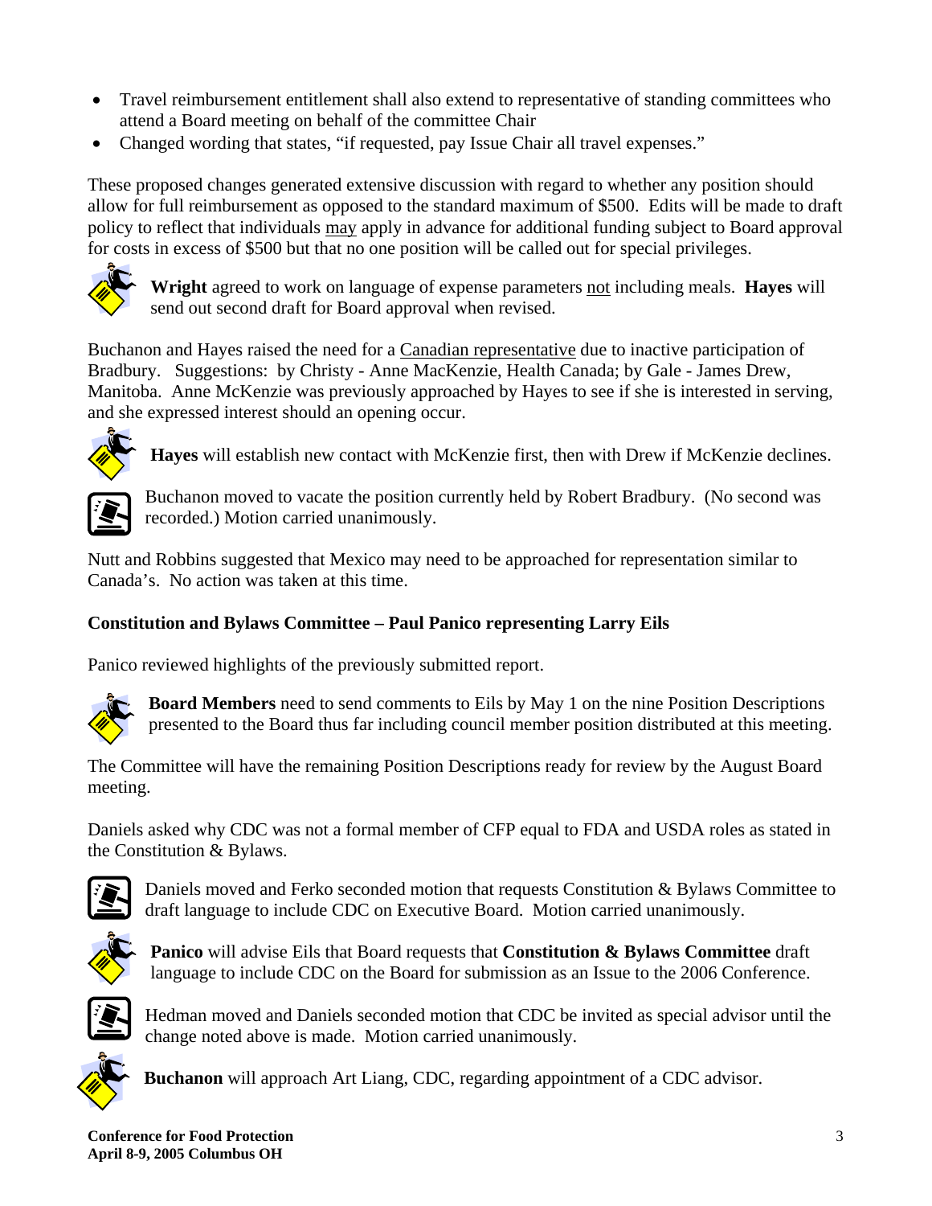- Travel reimbursement entitlement shall also extend to representative of standing committees who attend a Board meeting on behalf of the committee Chair
- Changed wording that states, "if requested, pay Issue Chair all travel expenses."

These proposed changes generated extensive discussion with regard to whether any position should allow for full reimbursement as opposed to the standard maximum of $500. Edits will be made to draft policy to reflect that individuals may apply in advance for additional funding subject to Board approval for costs in excess of $500 but that no one position will be called out for special privileges.

**Wright** agreed to work on language of expense parameters not including meals. **Hayes** will send out second draft for Board approval when revised.

Buchanon and Hayes raised the need for a Canadian representative due to inactive participation of Bradbury. Suggestions: by Christy - Anne MacKenzie, Health Canada; by Gale - James Drew, Manitoba. Anne McKenzie was previously approached by Hayes to see if she is interested in serving, and she expressed interest should an opening occur.

**Hayes** will establish new contact with McKenzie first, then with Drew if McKenzie declines.

Buchanon moved to vacate the position currently held by Robert Bradbury. (No second was recorded.) Motion carried unanimously.

Nutt and Robbins suggested that Mexico may need to be approached for representation similar to Canada's. No action was taken at this time.

**Constitution and Bylaws Committee – Paul Panico representing Larry Eils**

Panico reviewed highlights of the previously submitted report.

**Board Members** need to send comments to Eils by May 1 on the nine Position Descriptions presented to the Board thus far including council member position distributed at this meeting.

The Committee will have the remaining Position Descriptions ready for review by the August Board meeting.

Daniels asked why CDC was not a formal member of CFP equal to FDA and USDA roles as stated in the Constitution & Bylaws.

Daniels moved and Ferko seconded motion that requests Constitution & Bylaws Committee to draft language to include CDC on Executive Board. Motion carried unanimously.

**Panico** will advise Eils that Board requests that **Constitution & Bylaws Committee** draft language to include CDC on the Board for submission as an Issue to the 2006 Conference.

Hedman moved and Daniels seconded motion that CDC be invited as special advisor until the change noted above is made. Motion carried unanimously.

**Buchanon** will approach Art Liang, CDC, regarding appointment of a CDC advisor.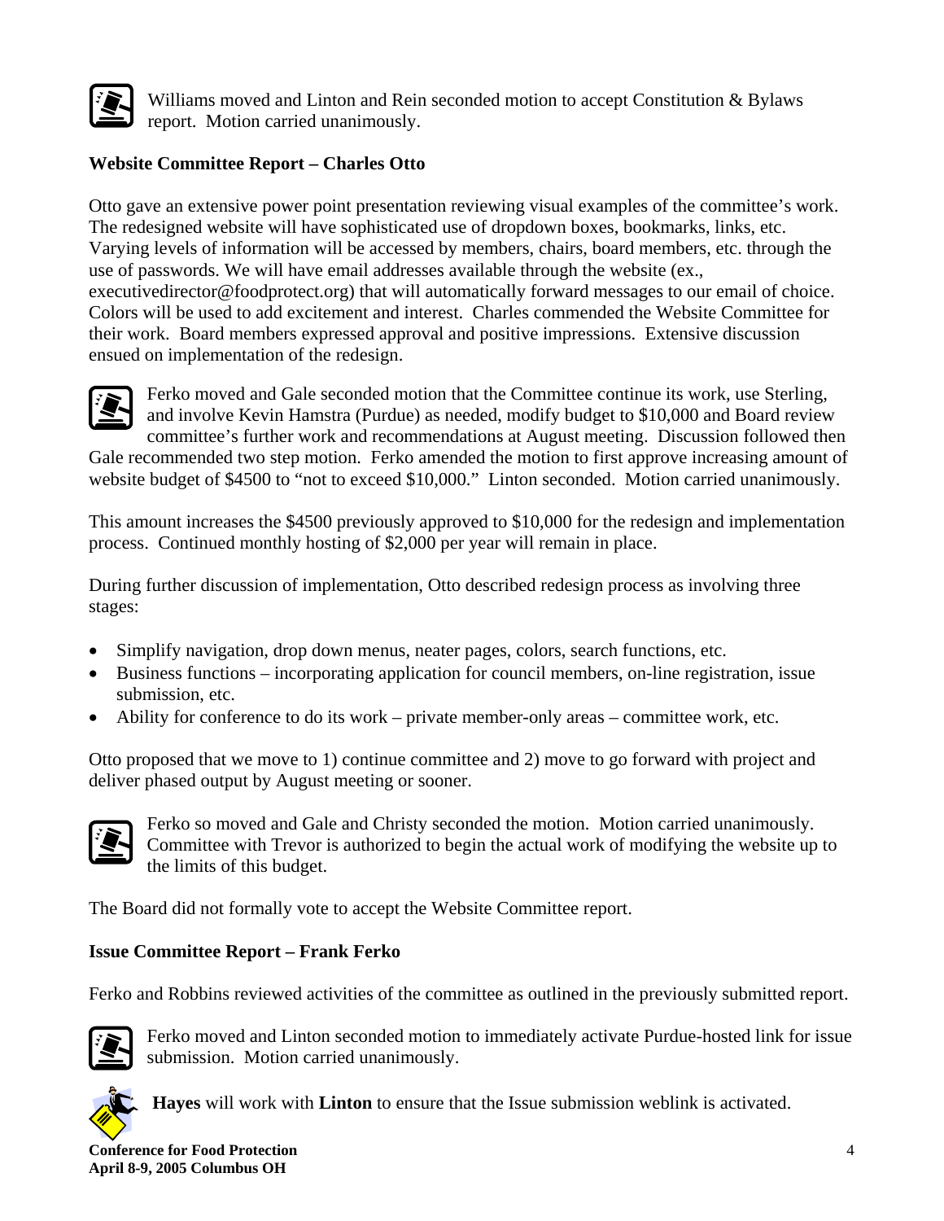Williams moved and Linton and Rein seconded motion to accept Constitution & Bylaws report. Motion carried unanimously.

**Website Committee Report – Charles Otto**

Otto gave an extensive power point presentation reviewing visual examples of the committee's work. The redesigned website will have sophisticated use of dropdown boxes, bookmarks, links, etc. Varying levels of information will be accessed by members, chairs, board members, etc. through the use of passwords. We will have email addresses available through the website (ex., executivedirector@foodprotect.org) that will automatically forward messages to our email of choice. Colors will be used to add excitement and interest. Charles commended the Website Committee for their work. Board members expressed approval and positive impressions. Extensive discussion ensued on implementation of the redesign.

Ferko moved and Gale seconded motion that the Committee continue its work, use Sterling, and involve Kevin Hamstra (Purdue) as needed, modify budget to $10,000 and Board review committee's further work and recommendations at August meeting. Discussion followed then Gale recommended two step motion. Ferko amended the motion to first approve increasing amount of website budget of $4500 to "not to exceed $10,000." Linton seconded. Motion carried unanimously.

This amount increases the $4500 previously approved to $10,000 for the redesign and implementation process. Continued monthly hosting of $2,000 per year will remain in place.

During further discussion of implementation, Otto described redesign process as involving three stages:

- Simplify navigation, drop down menus, neater pages, colors, search functions, etc.
- Business functions – incorporating application for council members, on-line registration, issue submission, etc.
- Ability for conference to do its work – private member-only areas – committee work, etc.

Otto proposed that we move to 1) continue committee and 2) move to go forward with project and deliver phased output by August meeting or sooner.

Ferko so moved and Gale and Christy seconded the motion. Motion carried unanimously. Committee with Trevor is authorized to begin the actual work of modifying the website up to the limits of this budget.

The Board did not formally vote to accept the Website Committee report.

**Issue Committee Report – Frank Ferko**

Ferko and Robbins reviewed activities of the committee as outlined in the previously submitted report.

Ferko moved and Linton seconded motion to immediately activate Purdue-hosted link for issue submission. Motion carried unanimously.

**Hayes** will work with **Linton** to ensure that the Issue submission weblink is activated.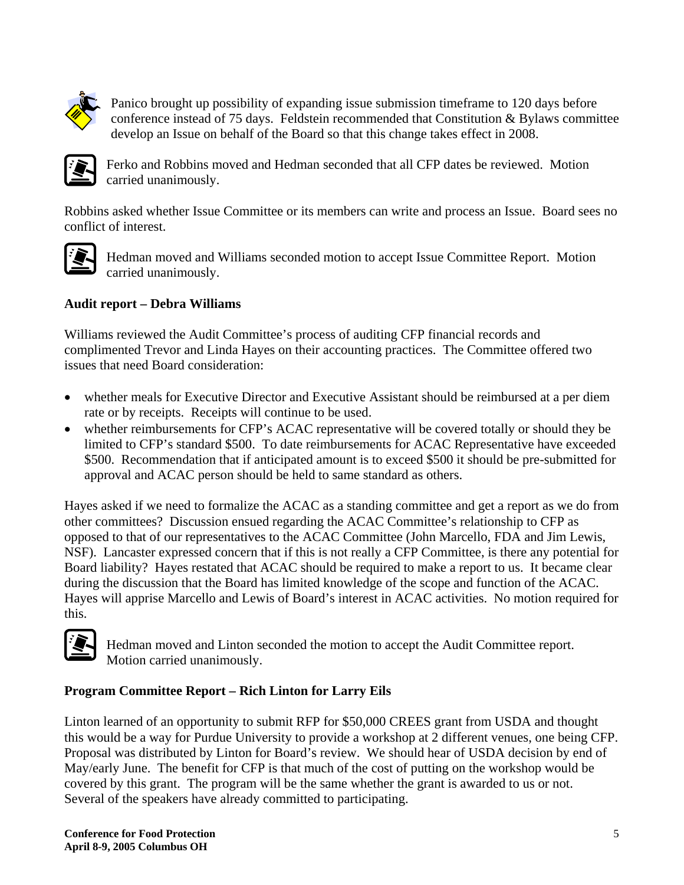Panico brought up possibility of expanding issue submission timeframe to 120 days before conference instead of 75 days. Feldstein recommended that Constitution & Bylaws committee develop an Issue on behalf of the Board so that this change takes effect in 2008.

Ferko and Robbins moved and Hedman seconded that all CFP dates be reviewed. Motion carried unanimously.

Robbins asked whether Issue Committee or its members can write and process an Issue. Board sees no conflict of interest.

Hedman moved and Williams seconded motion to accept Issue Committee Report. Motion carried unanimously.

**Audit report – Debra Williams**

Williams reviewed the Audit Committee's process of auditing CFP financial records and complimented Trevor and Linda Hayes on their accounting practices. The Committee offered two issues that need Board consideration:

- whether meals for Executive Director and Executive Assistant should be reimbursed at a per diem rate or by receipts. Receipts will continue to be used.
- whether reimbursements for CFP's ACAC representative will be covered totally or should they be limited to CFP's standard $500. To date reimbursements for ACAC Representative have exceeded $500. Recommendation that if anticipated amount is to exceed $500 it should be pre-submitted for approval and ACAC person should be held to same standard as others.

Hayes asked if we need to formalize the ACAC as a standing committee and get a report as we do from other committees? Discussion ensued regarding the ACAC Committee's relationship to CFP as opposed to that of our representatives to the ACAC Committee (John Marcello, FDA and Jim Lewis, NSF). Lancaster expressed concern that if this is not really a CFP Committee, is there any potential for Board liability? Hayes restated that ACAC should be required to make a report to us. It became clear during the discussion that the Board has limited knowledge of the scope and function of the ACAC. Hayes will apprise Marcello and Lewis of Board's interest in ACAC activities. No motion required for this.

Hedman moved and Linton seconded the motion to accept the Audit Committee report. Motion carried unanimously.

**Program Committee Report – Rich Linton for Larry Eils**

Linton learned of an opportunity to submit RFP for $50,000 CREES grant from USDA and thought this would be a way for Purdue University to provide a workshop at 2 different venues, one being CFP. Proposal was distributed by Linton for Board's review. We should hear of USDA decision by end of May/early June. The benefit for CFP is that much of the cost of putting on the workshop would be covered by this grant. The program will be the same whether the grant is awarded to us or not. Several of the speakers have already committed to participating.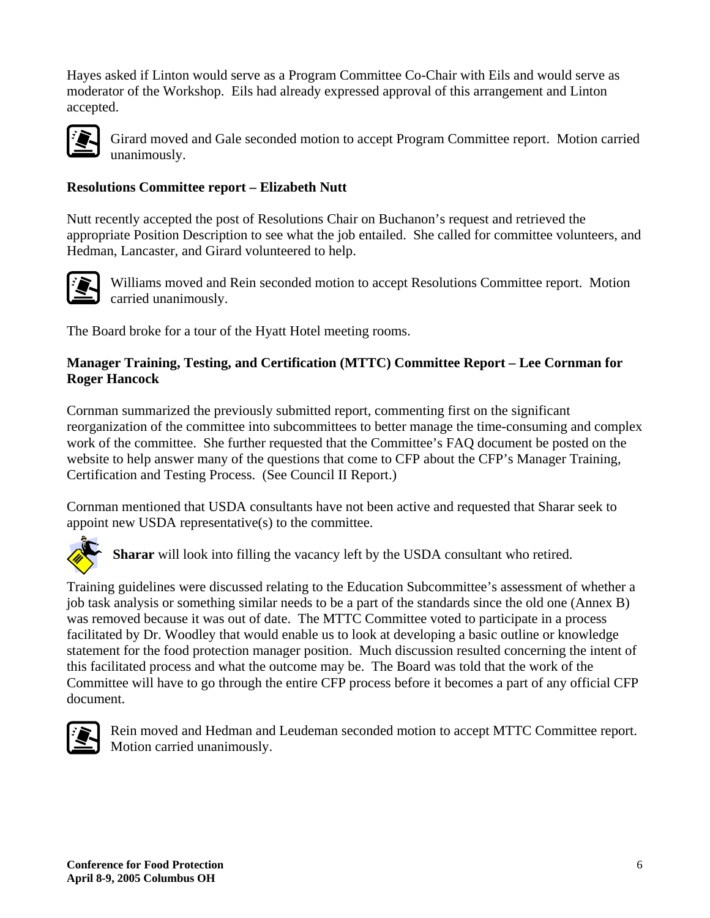Hayes asked if Linton would serve as a Program Committee Co-Chair with Eils and would serve as moderator of the Workshop. Eils had already expressed approval of this arrangement and Linton accepted.

Girard moved and Gale seconded motion to accept Program Committee report. Motion carried unanimously.

**Resolutions Committee report – Elizabeth Nutt**

Nutt recently accepted the post of Resolutions Chair on Buchanon's request and retrieved the appropriate Position Description to see what the job entailed. She called for committee volunteers, and Hedman, Lancaster, and Girard volunteered to help.

Williams moved and Rein seconded motion to accept Resolutions Committee report. Motion carried unanimously.

The Board broke for a tour of the Hyatt Hotel meeting rooms.

**Manager Training, Testing, and Certification (MTTC) Committee Report – Lee Cornman for Roger Hancock**

Cornman summarized the previously submitted report, commenting first on the significant reorganization of the committee into subcommittees to better manage the time-consuming and complex work of the committee. She further requested that the Committee's FAQ document be posted on the website to help answer many of the questions that come to CFP about the CFP's Manager Training, Certification and Testing Process. (See Council II Report.)

Cornman mentioned that USDA consultants have not been active and requested that Sharar seek to appoint new USDA representative(s) to the committee.

**Sharar** will look into filling the vacancy left by the USDA consultant who retired.

Training guidelines were discussed relating to the Education Subcommittee's assessment of whether a job task analysis or something similar needs to be a part of the standards since the old one (Annex B) was removed because it was out of date. The MTTC Committee voted to participate in a process facilitated by Dr. Woodley that would enable us to look at developing a basic outline or knowledge statement for the food protection manager position. Much discussion resulted concerning the intent of this facilitated process and what the outcome may be. The Board was told that the work of the Committee will have to go through the entire CFP process before it becomes a part of any official CFP document.

Rein moved and Hedman and Leudeman seconded motion to accept MTTC Committee report. Motion carried unanimously.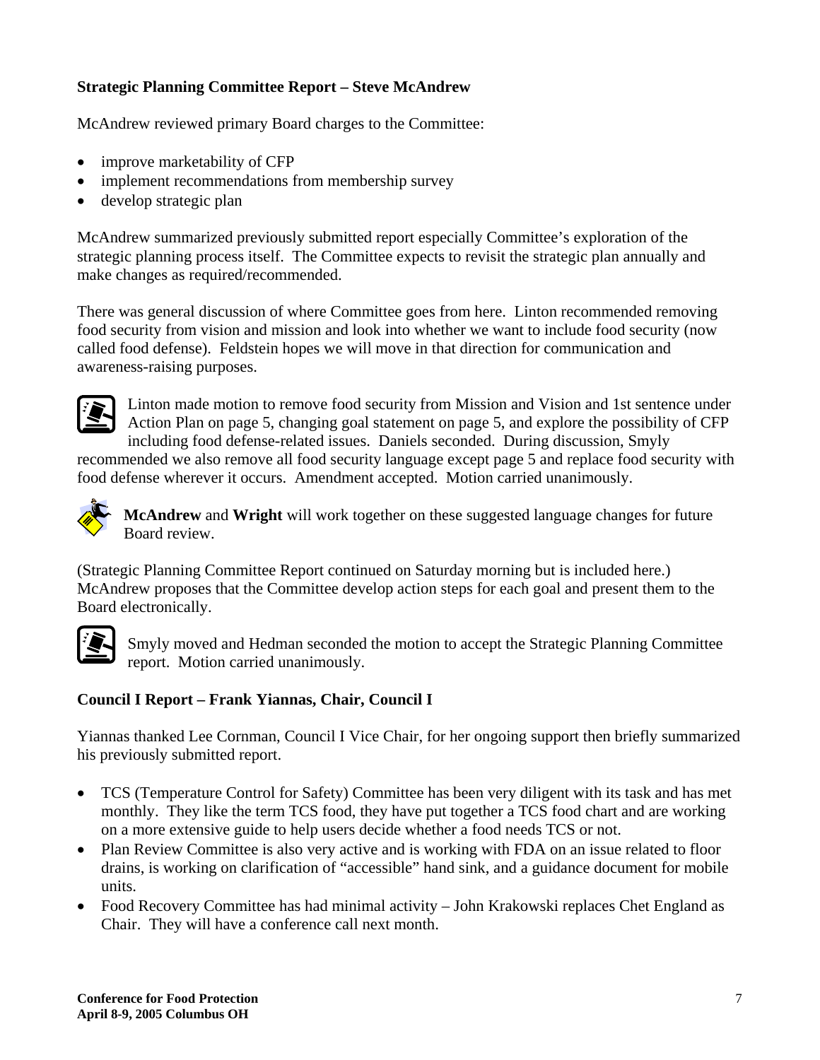**Strategic Planning Committee Report – Steve McAndrew**

McAndrew reviewed primary Board charges to the Committee:

- improve marketability of CFP
- implement recommendations from membership survey
- develop strategic plan

McAndrew summarized previously submitted report especially Committee's exploration of the strategic planning process itself. The Committee expects to revisit the strategic plan annually and make changes as required/recommended.

There was general discussion of where Committee goes from here. Linton recommended removing food security from vision and mission and look into whether we want to include food security (now called food defense). Feldstein hopes we will move in that direction for communication and awareness-raising purposes.

Linton made motion to remove food security from Mission and Vision and 1st sentence under Action Plan on page 5, changing goal statement on page 5, and explore the possibility of CFP including food defense-related issues. Daniels seconded. During discussion, Smyly recommended we also remove all food security language except page 5 and replace food security with food defense wherever it occurs. Amendment accepted. Motion carried unanimously.

**McAndrew** and **Wright** will work together on these suggested language changes for future Board review.

(Strategic Planning Committee Report continued on Saturday morning but is included here.) McAndrew proposes that the Committee develop action steps for each goal and present them to the Board electronically.

Smyly moved and Hedman seconded the motion to accept the Strategic Planning Committee report. Motion carried unanimously.

**Council I Report – Frank Yiannas, Chair, Council I**

Yiannas thanked Lee Cornman, Council I Vice Chair, for her ongoing support then briefly summarized his previously submitted report.

- TCS (Temperature Control for Safety) Committee has been very diligent with its task and has met monthly. They like the term TCS food, they have put together a TCS food chart and are working on a more extensive guide to help users decide whether a food needs TCS or not.
- Plan Review Committee is also very active and is working with FDA on an issue related to floor drains, is working on clarification of "accessible" hand sink, and a guidance document for mobile units.
- Food Recovery Committee has had minimal activity – John Krakowski replaces Chet England as Chair. They will have a conference call next month.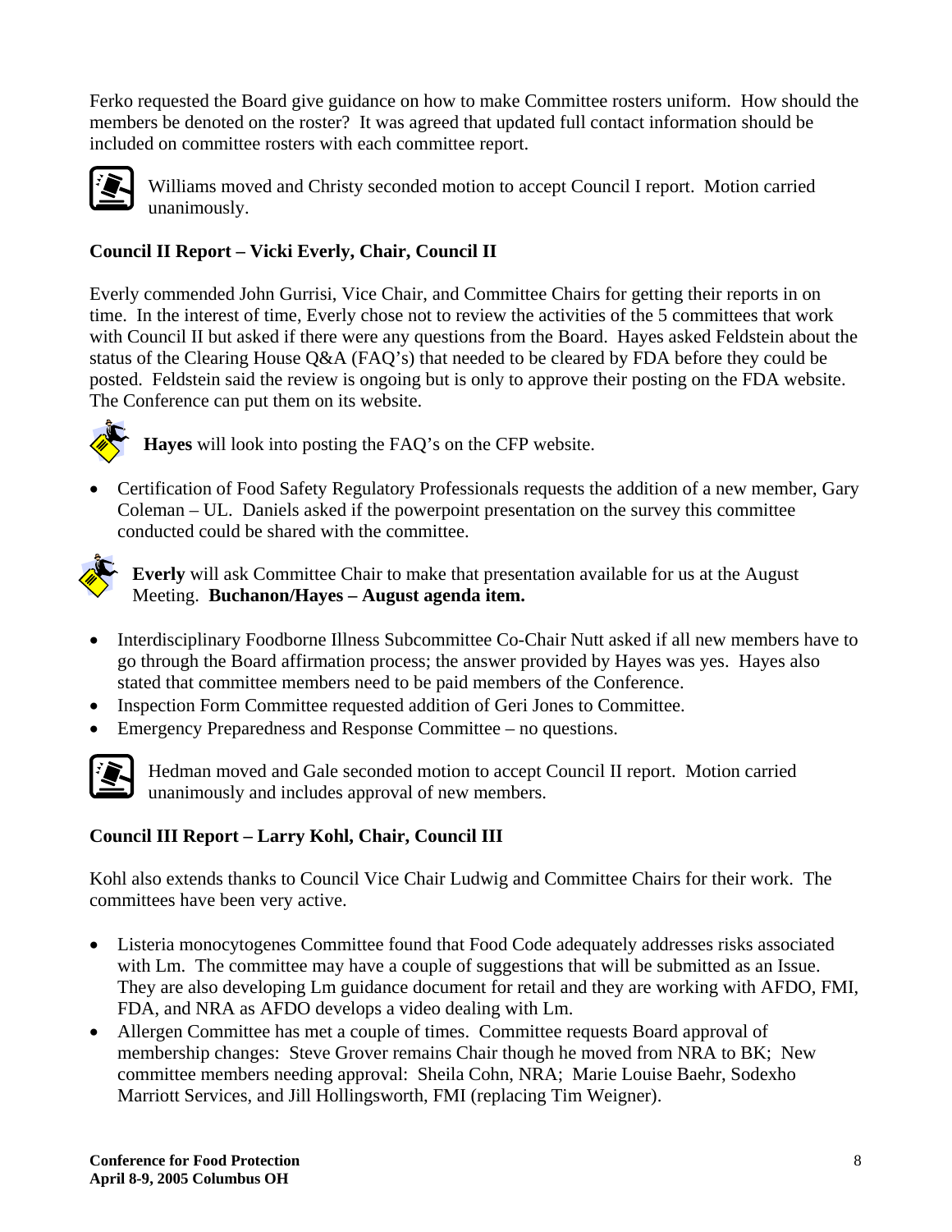Ferko requested the Board give guidance on how to make Committee rosters uniform. How should the members be denoted on the roster? It was agreed that updated full contact information should be included on committee rosters with each committee report.

Williams moved and Christy seconded motion to accept Council I report. Motion carried unanimously.

**Council II Report – Vicki Everly, Chair, Council II**

Everly commended John Gurrisi, Vice Chair, and Committee Chairs for getting their reports in on time. In the interest of time, Everly chose not to review the activities of the 5 committees that work with Council II but asked if there were any questions from the Board. Hayes asked Feldstein about the status of the Clearing House Q&A (FAQ's) that needed to be cleared by FDA before they could be posted. Feldstein said the review is ongoing but is only to approve their posting on the FDA website. The Conference can put them on its website.

**Hayes** will look into posting the FAQ's on the CFP website.

- Certification of Food Safety Regulatory Professionals requests the addition of a new member, Gary Coleman – UL. Daniels asked if the powerpoint presentation on the survey this committee conducted could be shared with the committee.

**Everly** will ask Committee Chair to make that presentation available for us at the August Meeting. **Buchanon/Hayes – August agenda item.**

- Interdisciplinary Foodborne Illness Subcommittee Co-Chair Nutt asked if all new members have to go through the Board affirmation process; the answer provided by Hayes was yes. Hayes also stated that committee members need to be paid members of the Conference.
- Inspection Form Committee requested addition of Geri Jones to Committee.
- Emergency Preparedness and Response Committee – no questions.

Hedman moved and Gale seconded motion to accept Council II report. Motion carried unanimously and includes approval of new members.

**Council III Report – Larry Kohl, Chair, Council III**

Kohl also extends thanks to Council Vice Chair Ludwig and Committee Chairs for their work. The committees have been very active.

- Listeria monocytogenes Committee found that Food Code adequately addresses risks associated with Lm. The committee may have a couple of suggestions that will be submitted as an Issue. They are also developing Lm guidance document for retail and they are working with AFDO, FMI, FDA, and NRA as AFDO develops a video dealing with Lm.
- Allergen Committee has met a couple of times. Committee requests Board approval of membership changes: Steve Grover remains Chair though he moved from NRA to BK; New committee members needing approval: Sheila Cohn, NRA; Marie Louise Baehr, Sodexho Marriott Services, and Jill Hollingsworth, FMI (replacing Tim Weigner).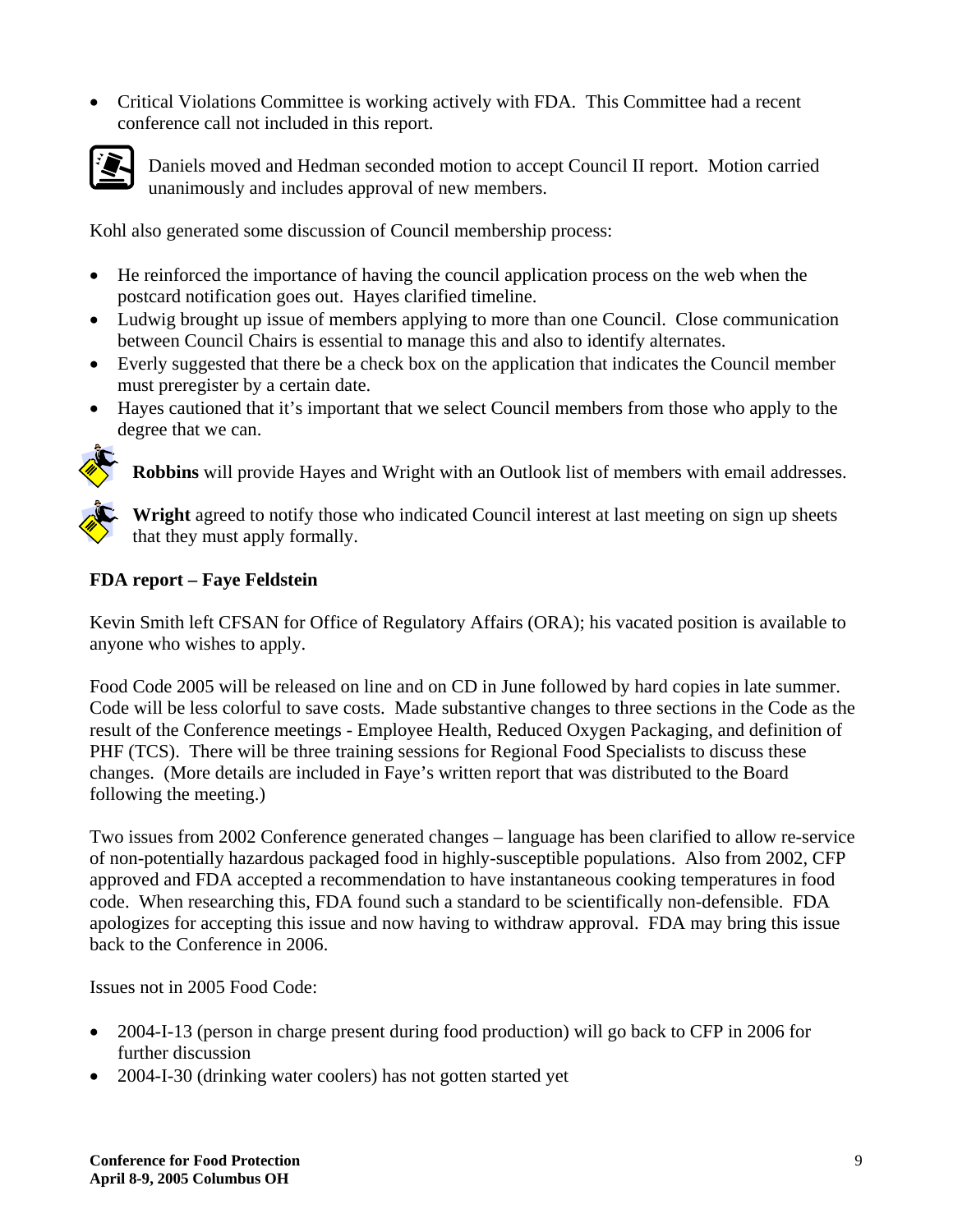- Critical Violations Committee is working actively with FDA. This Committee had a recent conference call not included in this report.

Daniels moved and Hedman seconded motion to accept Council II report. Motion carried unanimously and includes approval of new members.

Kohl also generated some discussion of Council membership process:

- He reinforced the importance of having the council application process on the web when the postcard notification goes out. Hayes clarified timeline.
- Ludwig brought up issue of members applying to more than one Council. Close communication between Council Chairs is essential to manage this and also to identify alternates.
- Everly suggested that there be a check box on the application that indicates the Council member must preregister by a certain date.
- Hayes cautioned that it's important that we select Council members from those who apply to the degree that we can.

**Robbins** will provide Hayes and Wright with an Outlook list of members with email addresses.

**Wright** agreed to notify those who indicated Council interest at last meeting on sign up sheets that they must apply formally.

**FDA report – Faye Feldstein**

Kevin Smith left CFSAN for Office of Regulatory Affairs (ORA); his vacated position is available to anyone who wishes to apply.

Food Code 2005 will be released on line and on CD in June followed by hard copies in late summer. Code will be less colorful to save costs. Made substantive changes to three sections in the Code as the result of the Conference meetings - Employee Health, Reduced Oxygen Packaging, and definition of PHF (TCS). There will be three training sessions for Regional Food Specialists to discuss these changes. (More details are included in Faye's written report that was distributed to the Board following the meeting.)

Two issues from 2002 Conference generated changes – language has been clarified to allow re-service of non-potentially hazardous packaged food in highly-susceptible populations. Also from 2002, CFP approved and FDA accepted a recommendation to have instantaneous cooking temperatures in food code. When researching this, FDA found such a standard to be scientifically non-defensible. FDA apologizes for accepting this issue and now having to withdraw approval. FDA may bring this issue back to the Conference in 2006.

Issues not in 2005 Food Code:

- 2004-I-13 (person in charge present during food production) will go back to CFP in 2006 for further discussion
- 2004-I-30 (drinking water coolers) has not gotten started yet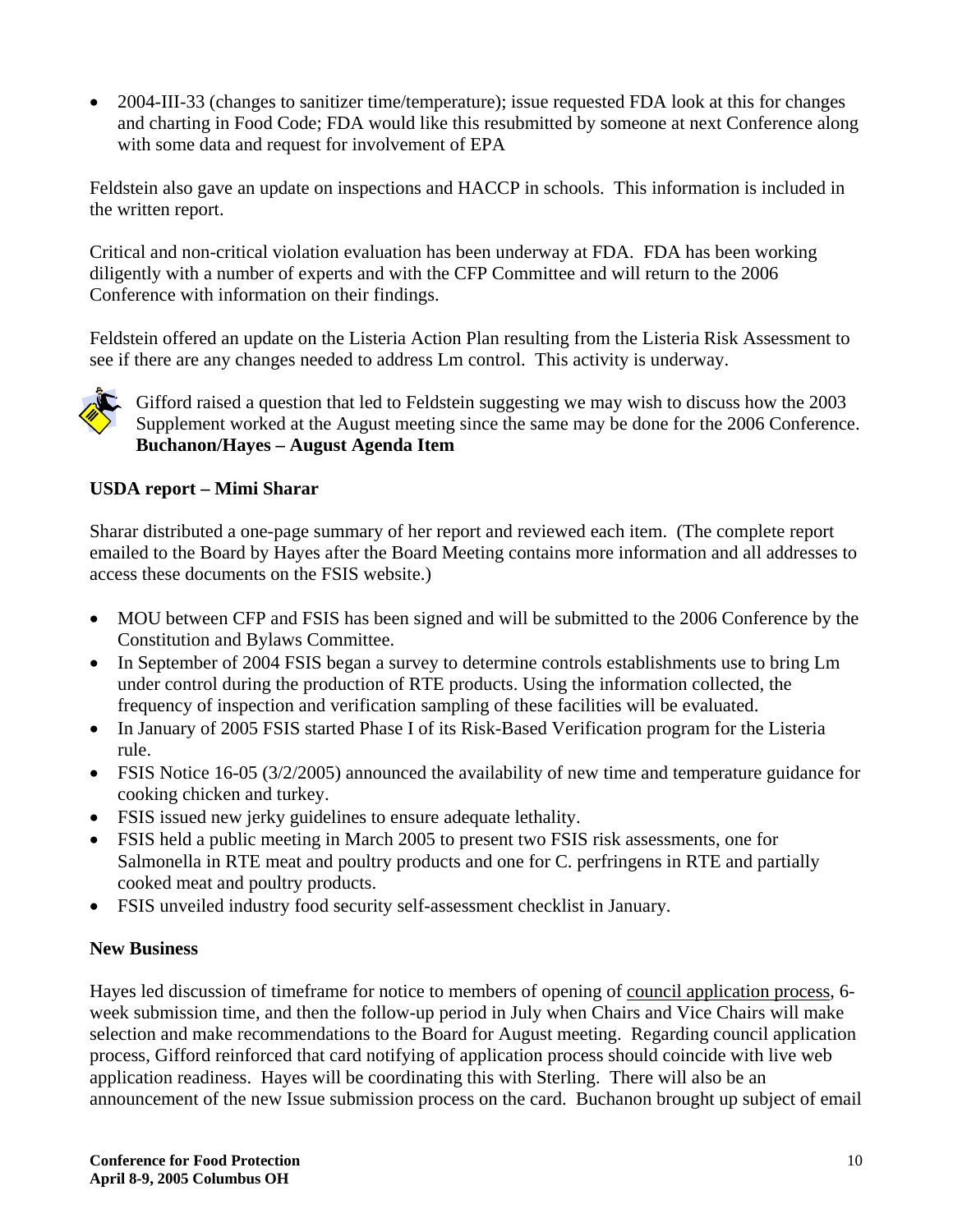- 2004-III-33 (changes to sanitizer time/temperature); issue requested FDA look at this for changes and charting in Food Code; FDA would like this resubmitted by someone at next Conference along with some data and request for involvement of EPA

Feldstein also gave an update on inspections and HACCP in schools. This information is included in the written report.

Critical and non-critical violation evaluation has been underway at FDA. FDA has been working diligently with a number of experts and with the CFP Committee and will return to the 2006 Conference with information on their findings.

Feldstein offered an update on the Listeria Action Plan resulting from the Listeria Risk Assessment to see if there are any changes needed to address Lm control. This activity is underway.

Gifford raised a question that led to Feldstein suggesting we may wish to discuss how the 2003 Supplement worked at the August meeting since the same may be done for the 2006 Conference. **Buchanon/Hayes – August Agenda Item**

**USDA report – Mimi Sharar**

Sharar distributed a one-page summary of her report and reviewed each item. (The complete report emailed to the Board by Hayes after the Board Meeting contains more information and all addresses to access these documents on the FSIS website.)

- MOU between CFP and FSIS has been signed and will be submitted to the 2006 Conference by the Constitution and Bylaws Committee.
- In September of 2004 FSIS began a survey to determine controls establishments use to bring Lm under control during the production of RTE products. Using the information collected, the frequency of inspection and verification sampling of these facilities will be evaluated.
- In January of 2005 FSIS started Phase I of its Risk-Based Verification program for the Listeria rule.
- FSIS Notice 16-05 (3/2/2005) announced the availability of new time and temperature guidance for cooking chicken and turkey.
- FSIS issued new jerky guidelines to ensure adequate lethality.
- FSIS held a public meeting in March 2005 to present two FSIS risk assessments, one for Salmonella in RTE meat and poultry products and one for C. perfringens in RTE and partially cooked meat and poultry products.
- FSIS unveiled industry food security self-assessment checklist in January.

**New Business**

Hayes led discussion of timeframe for notice to members of opening of council application process, 6-week submission time, and then the follow-up period in July when Chairs and Vice Chairs will make selection and make recommendations to the Board for August meeting. Regarding council application process, Gifford reinforced that card notifying of application process should coincide with live web application readiness. Hayes will be coordinating this with Sterling. There will also be an announcement of the new Issue submission process on the card. Buchanon brought up subject of email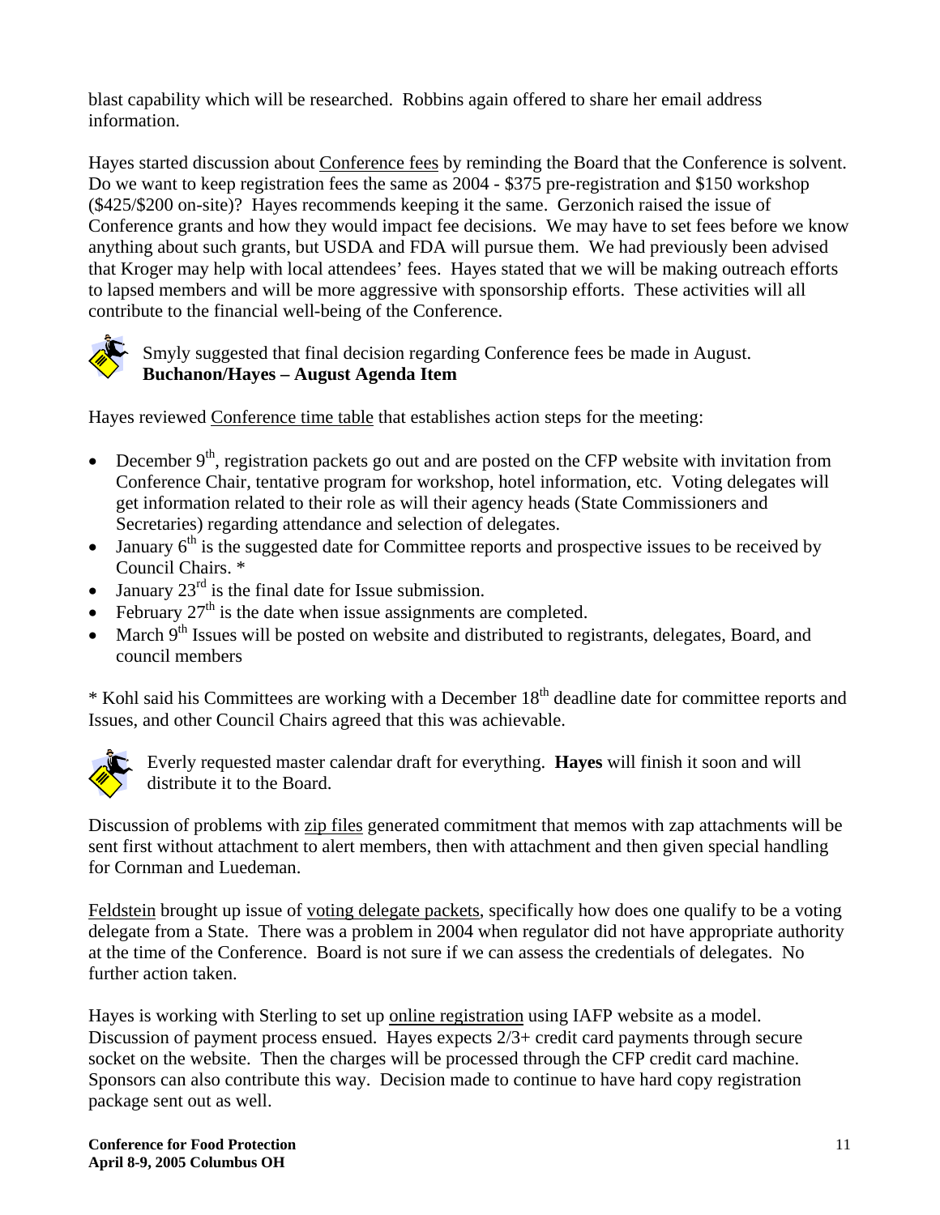blast capability which will be researched. Robbins again offered to share her email address information.

Hayes started discussion about <u>Conference fees</u> by reminding the Board that the Conference is solvent. Do we want to keep registration fees the same as 2004 - $375 pre-registration and $150 workshop ($425/$200 on-site)? Hayes recommends keeping it the same. Gerzonich raised the issue of Conference grants and how they would impact fee decisions. We may have to set fees before we know anything about such grants, but USDA and FDA will pursue them. We had previously been advised that Kroger may help with local attendees' fees. Hayes stated that we will be making outreach efforts to lapsed members and will be more aggressive with sponsorship efforts. These activities will all contribute to the financial well-being of the Conference.

Smyly suggested that final decision regarding Conference fees be made in August. **Buchanon/Hayes – August Agenda Item**

Hayes reviewed <u>Conference time table</u> that establishes action steps for the meeting:

- December 9th, registration packets go out and are posted on the CFP website with invitation from Conference Chair, tentative program for workshop, hotel information, etc. Voting delegates will get information related to their role as will their agency heads (State Commissioners and Secretaries) regarding attendance and selection of delegates.
- January 6th is the suggested date for Committee reports and prospective issues to be received by Council Chairs. *
- January 23rd is the final date for Issue submission.
- February 27th is the date when issue assignments are completed.
- March 9th Issues will be posted on website and distributed to registrants, delegates, Board, and council members

* Kohl said his Committees are working with a December 18th deadline date for committee reports and Issues, and other Council Chairs agreed that this was achievable.

Everly requested master calendar draft for everything. **Hayes** will finish it soon and will distribute it to the Board.

Discussion of problems with <u>zip files</u> generated commitment that memos with zap attachments will be sent first without attachment to alert members, then with attachment and then given special handling for Cornman and Luedeman.

<u>Feldstein</u> brought up issue of <u>voting delegate packets</u>, specifically how does one qualify to be a voting delegate from a State. There was a problem in 2004 when regulator did not have appropriate authority at the time of the Conference. Board is not sure if we can assess the credentials of delegates. No further action taken.

Hayes is working with Sterling to set up <u>online registration</u> using IAFP website as a model. Discussion of payment process ensued. Hayes expects 2/3+ credit card payments through secure socket on the website. Then the charges will be processed through the CFP credit card machine. Sponsors can also contribute this way. Decision made to continue to have hard copy registration package sent out as well.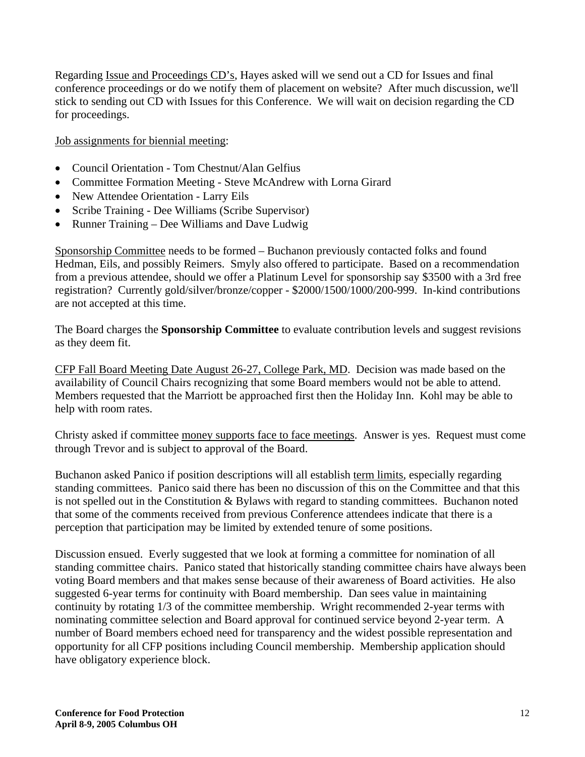Regarding Issue and Proceedings CD's, Hayes asked will we send out a CD for Issues and final conference proceedings or do we notify them of placement on website? After much discussion, we'll stick to sending out CD with Issues for this Conference. We will wait on decision regarding the CD for proceedings.

Job assignments for biennial meeting:

- Council Orientation - Tom Chestnut/Alan Gelfius
- Committee Formation Meeting - Steve McAndrew with Lorna Girard
- New Attendee Orientation - Larry Eils
- Scribe Training - Dee Williams (Scribe Supervisor)
- Runner Training – Dee Williams and Dave Ludwig

Sponsorship Committee needs to be formed – Buchanon previously contacted folks and found Hedman, Eils, and possibly Reimers. Smyly also offered to participate. Based on a recommendation from a previous attendee, should we offer a Platinum Level for sponsorship say $3500 with a 3rd free registration? Currently gold/silver/bronze/copper - $2000/1500/1000/200-999. In-kind contributions are not accepted at this time.

The Board charges the **Sponsorship Committee** to evaluate contribution levels and suggest revisions as they deem fit.

CFP Fall Board Meeting Date August 26-27, College Park, MD. Decision was made based on the availability of Council Chairs recognizing that some Board members would not be able to attend. Members requested that the Marriott be approached first then the Holiday Inn. Kohl may be able to help with room rates.

Christy asked if committee money supports face to face meetings. Answer is yes. Request must come through Trevor and is subject to approval of the Board.

Buchanon asked Panico if position descriptions will all establish term limits, especially regarding standing committees. Panico said there has been no discussion of this on the Committee and that this is not spelled out in the Constitution & Bylaws with regard to standing committees. Buchanon noted that some of the comments received from previous Conference attendees indicate that there is a perception that participation may be limited by extended tenure of some positions.

Discussion ensued. Everly suggested that we look at forming a committee for nomination of all standing committee chairs. Panico stated that historically standing committee chairs have always been voting Board members and that makes sense because of their awareness of Board activities. He also suggested 6-year terms for continuity with Board membership. Dan sees value in maintaining continuity by rotating 1/3 of the committee membership. Wright recommended 2-year terms with nominating committee selection and Board approval for continued service beyond 2-year term. A number of Board members echoed need for transparency and the widest possible representation and opportunity for all CFP positions including Council membership. Membership application should have obligatory experience block.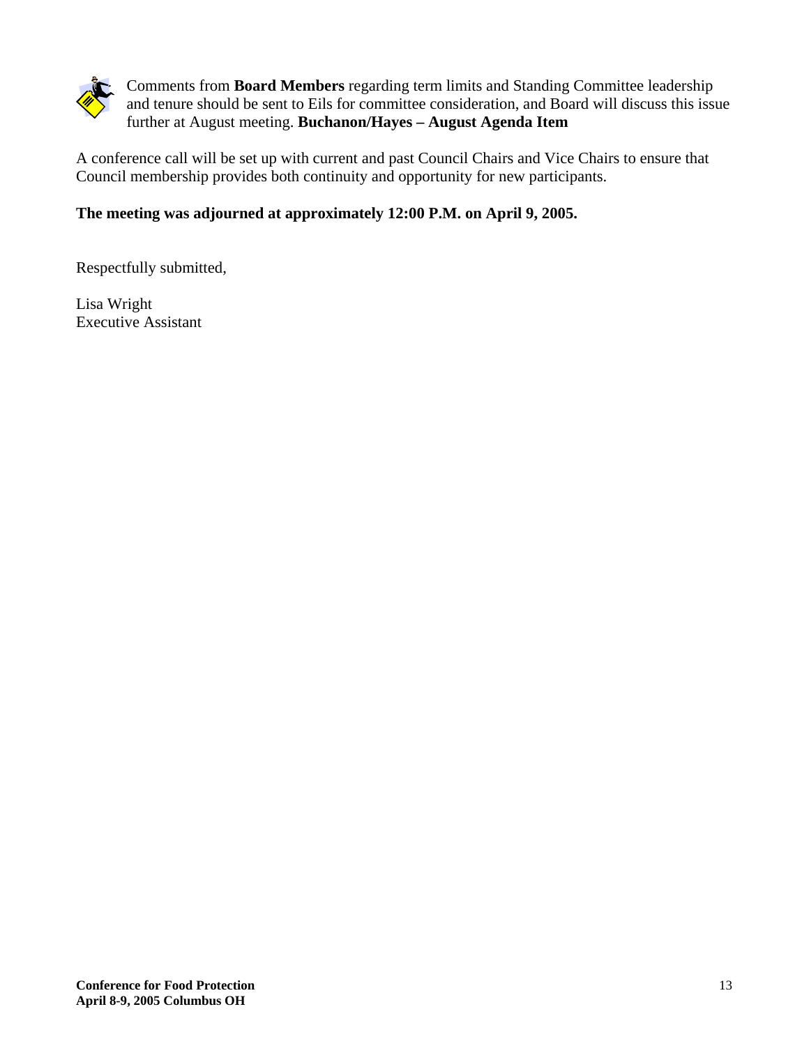Comments from **Board Members** regarding term limits and Standing Committee leadership and tenure should be sent to Eils for committee consideration, and Board will discuss this issue further at August meeting. **Buchanon/Hayes – August Agenda Item**

A conference call will be set up with current and past Council Chairs and Vice Chairs to ensure that Council membership provides both continuity and opportunity for new participants.

**The meeting was adjourned at approximately 12:00 P.M. on April 9, 2005.**

Respectfully submitted,

Lisa Wright
Executive Assistant